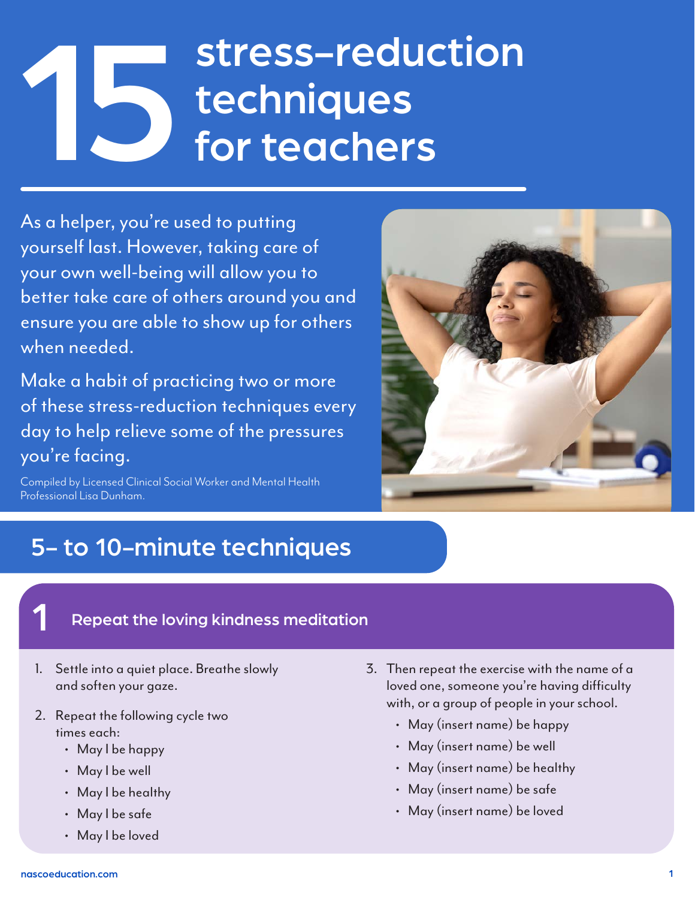# 15 stress-reduction techniques for teachers

As a helper, you're used to putting yourself last. However, taking care of your own well-being will allow you to better take care of others around you and ensure you are able to show up for others when needed.

Make a habit of practicing two or more of these stress-reduction techniques every day to help relieve some of the pressures you're facing.

Compiled by Licensed Clinical Social Worker and Mental Health Professional Lisa Dunham.

## 5- to 10-minute techniques

### 1 Repeat the loving kindness meditation

1. Settle into a quiet place. Breathe slowly and soften your gaze.
2. Repeat the following cycle two times each:
   - May I be happy
   - May I be well
   - May I be healthy
   - May I be safe
   - May I be loved
3. Then repeat the exercise with the name of a loved one, someone you're having difficulty with, or a group of people in your school.
   - May (insert name) be happy
   - May (insert name) be well
   - May (insert name) be healthy
   - May (insert name) be safe
   - May (insert name) be loved

nascoeducation.com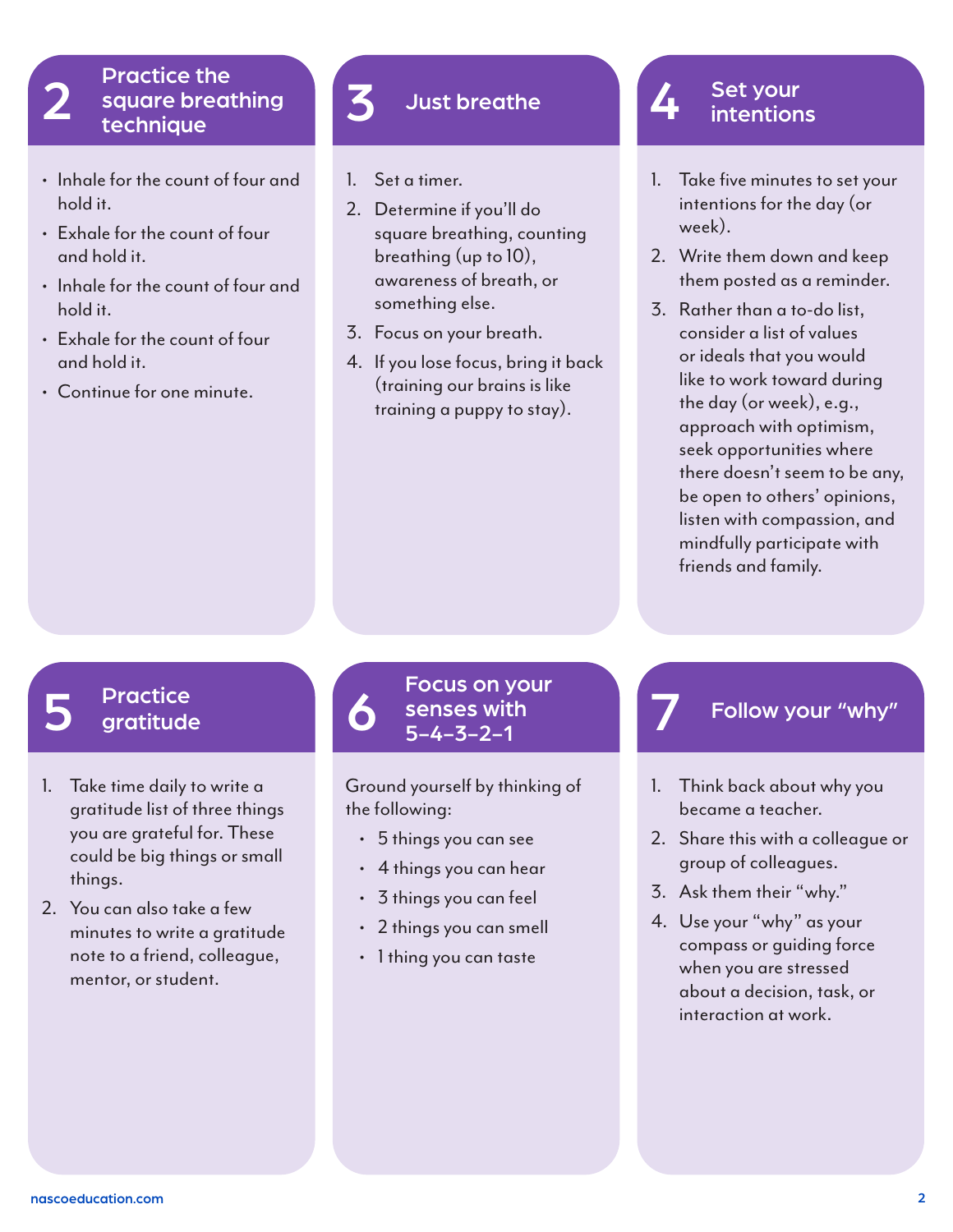## 2 Practice the square breathing technique

- Inhale for the count of four and hold it.
- Exhale for the count of four and hold it.
- Inhale for the count of four and hold it.
- Exhale for the count of four and hold it.
- Continue for one minute.

## 3 Just breathe

1. Set a timer.
2. Determine if you'll do square breathing, counting breathing (up to 10), awareness of breath, or something else.
3. Focus on your breath.
4. If you lose focus, bring it back (training our brains is like training a puppy to stay).

## 4 Set your intentions

1. Take five minutes to set your intentions for the day (or week).
2. Write them down and keep them posted as a reminder.
3. Rather than a to-do list, consider a list of values or ideals that you would like to work toward during the day (or week), e.g., approach with optimism, seek opportunities where there doesn't seem to be any, be open to others' opinions, listen with compassion, and mindfully participate with friends and family.

## 5 Practice gratitude

1. Take time daily to write a gratitude list of three things you are grateful for. These could be big things or small things.
2. You can also take a few minutes to write a gratitude note to a friend, colleague, mentor, or student.

## 6 Focus on your senses with 5-4-3-2-1

Ground yourself by thinking of the following:

- 5 things you can see
- 4 things you can hear
- 3 things you can feel
- 2 things you can smell
- 1 thing you can taste

## 7 Follow your "why"

1. Think back about why you became a teacher.
2. Share this with a colleague or group of colleagues.
3. Ask them their "why."
4. Use your "why" as your compass or guiding force when you are stressed about a decision, task, or interaction at work.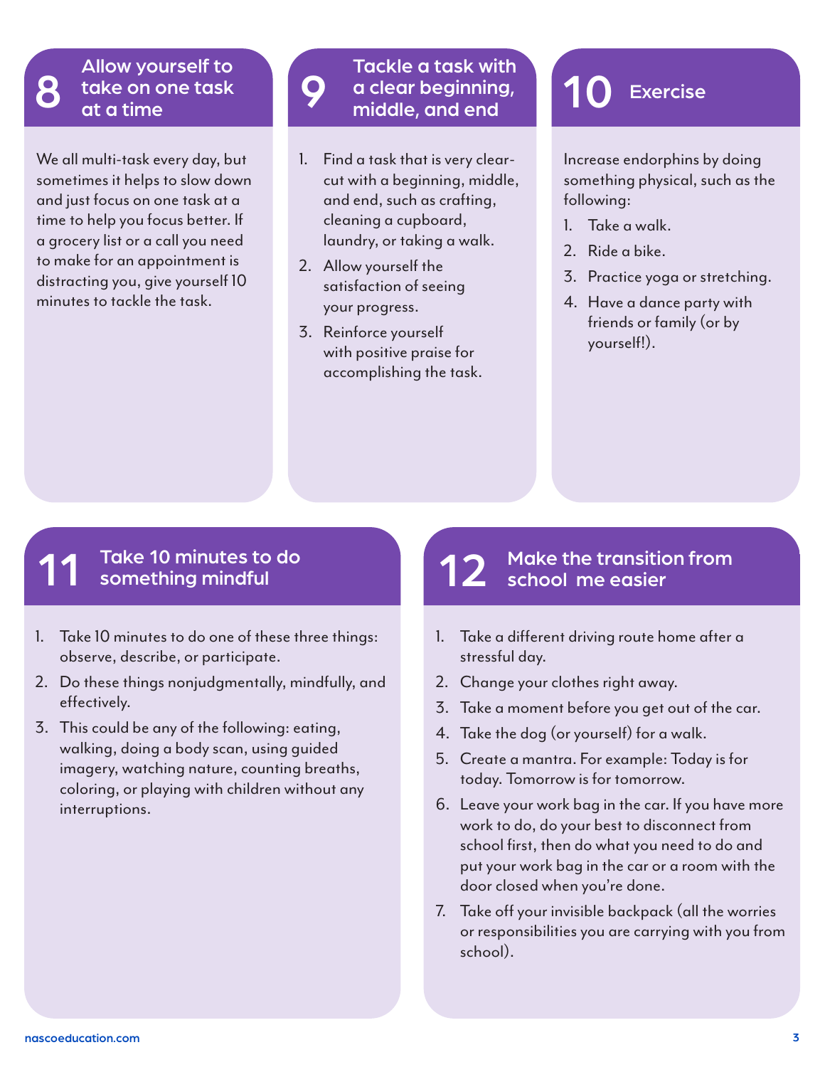## 8 Allow yourself to take on one task at a time

We all multi-task every day, but sometimes it helps to slow down and just focus on one task at a time to help you focus better. If a grocery list or a call you need to make for an appointment is distracting you, give yourself 10 minutes to tackle the task.

## 9 Tackle a task with a clear beginning, middle, and end

1. Find a task that is very clear-cut with a beginning, middle, and end, such as crafting, cleaning a cupboard, laundry, or taking a walk.
2. Allow yourself the satisfaction of seeing your progress.
3. Reinforce yourself with positive praise for accomplishing the task.

## 10 Exercise

Increase endorphins by doing something physical, such as the following:

1. Take a walk.
2. Ride a bike.
3. Practice yoga or stretching.
4. Have a dance party with friends or family (or by yourself!).

## 11 Take 10 minutes to do something mindful

1. Take 10 minutes to do one of these three things: observe, describe, or participate.
2. Do these things nonjudgmentally, mindfully, and effectively.
3. This could be any of the following: eating, walking, doing a body scan, using guided imagery, watching nature, counting breaths, coloring, or playing with children without any interruptions.

## 12 Make the transition from school me easier

1. Take a different driving route home after a stressful day.
2. Change your clothes right away.
3. Take a moment before you get out of the car.
4. Take the dog (or yourself) for a walk.
5. Create a mantra. For example: Today is for today. Tomorrow is for tomorrow.
6. Leave your work bag in the car. If you have more work to do, do your best to disconnect from school first, then do what you need to do and put your work bag in the car or a room with the door closed when you're done.
7. Take off your invisible backpack (all the worries or responsibilities you are carrying with you from school).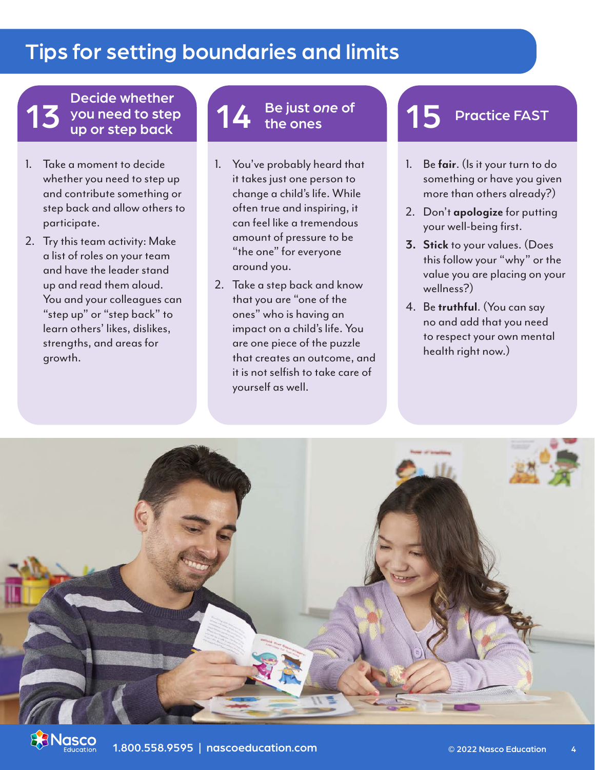# Tips for setting boundaries and limits

## 13 Decide whether you need to step up or step back

1. Take a moment to decide whether you need to step up and contribute something or step back and allow others to participate.
2. Try this team activity: Make a list of roles on your team and have the leader stand up and read them aloud. You and your colleagues can "step up" or "step back" to learn others' likes, dislikes, strengths, and areas for growth.

## 14 Be just *one* of the ones

1. You've probably heard that it takes just one person to change a child's life. While often true and inspiring, it can feel like a tremendous amount of pressure to be "the one" for everyone around you.
2. Take a step back and know that you are "one of the ones" who is having an impact on a child's life. You are one piece of the puzzle that creates an outcome, and it is not selfish to take care of yourself as well.

## 15 Practice FAST

1. Be **fair**. (Is it your turn to do something or have you given more than others already?)
2. Don't **apologize** for putting your well-being first.
3. **Stick** to your values. (Does this follow your "why" or the value you are placing on your wellness?)
4. Be **truthful**. (You can say no and add that you need to respect your own mental health right now.)

1.800.558.9595 | nascoeducation.com

© 2022 Nasco Education